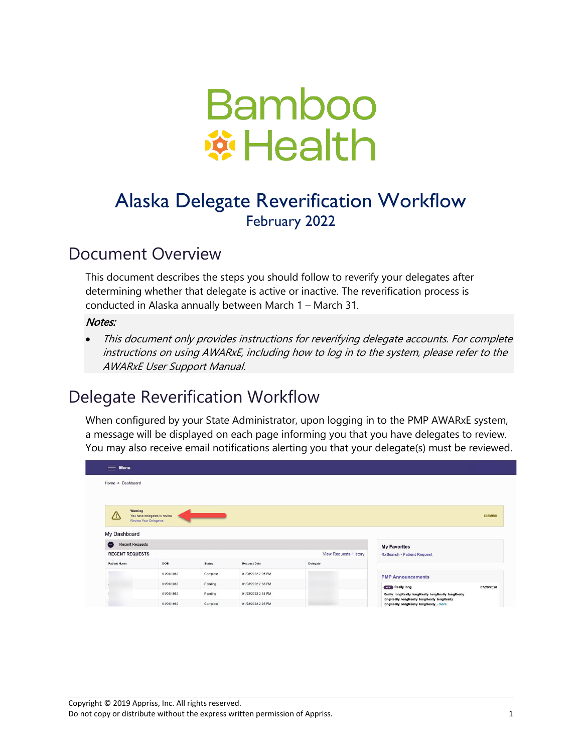# Alaska Delegate Reverification Workflow

February 2022

## Document Overview

This document describes the steps you should follow to reverify your delegates after determining whether that delegate is active or inactive. The reverification process is conducted in Alaska annually between March 1 – March 31.

***Notes:***

- *This document only provides instructions for reverifying delegate accounts. For complete instructions on using AWARxE, including how to log in to the system, please refer to the AWARxE User Support Manual.*

## Delegate Reverification Workflow

When configured by your State Administrator, upon logging in to the PMP AWARxE system, a message will be displayed on each page informing you that you have delegates to review. You may also receive email notifications alerting you that your delegate(s) must be reviewed.

Copyright © 2019 Appriss, Inc. All rights reserved.
Do not copy or distribute without the express written permission of Appriss.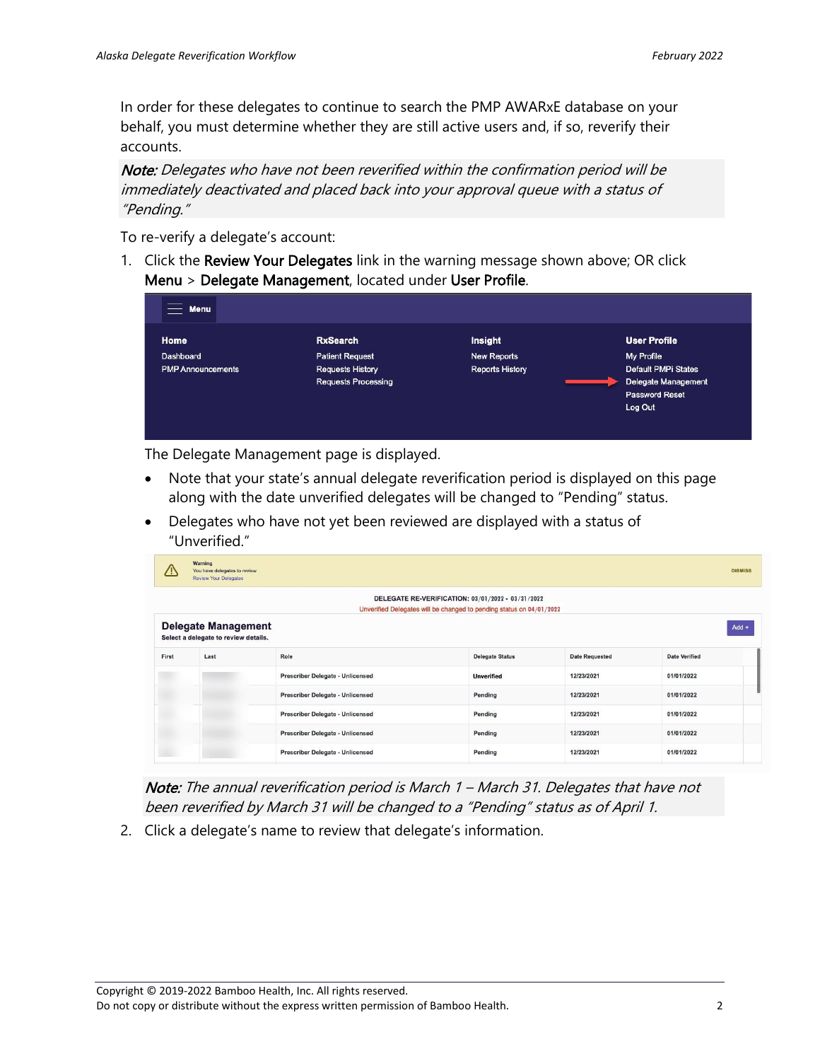In order for these delegates to continue to search the PMP AWARxE database on your behalf, you must determine whether they are still active users and, if so, reverify their accounts.

***Note:*** *Delegates who have not been reverified within the confirmation period will be immediately deactivated and placed back into your approval queue with a status of "Pending."*

To re-verify a delegate's account:

1. Click the **Review Your Delegates** link in the warning message shown above; OR click **Menu** > **Delegate Management**, located under **User Profile**.

   The Delegate Management page is displayed.

   - Note that your state's annual delegate reverification period is displayed on this page along with the date unverified delegates will be changed to "Pending" status.
   - Delegates who have not yet been reviewed are displayed with a status of "Unverified."

   ***Note:*** *The annual reverification period is March 1 – March 31. Delegates that have not been reverified by March 31 will be changed to a "Pending" status as of April 1.*

2. Click a delegate's name to review that delegate's information.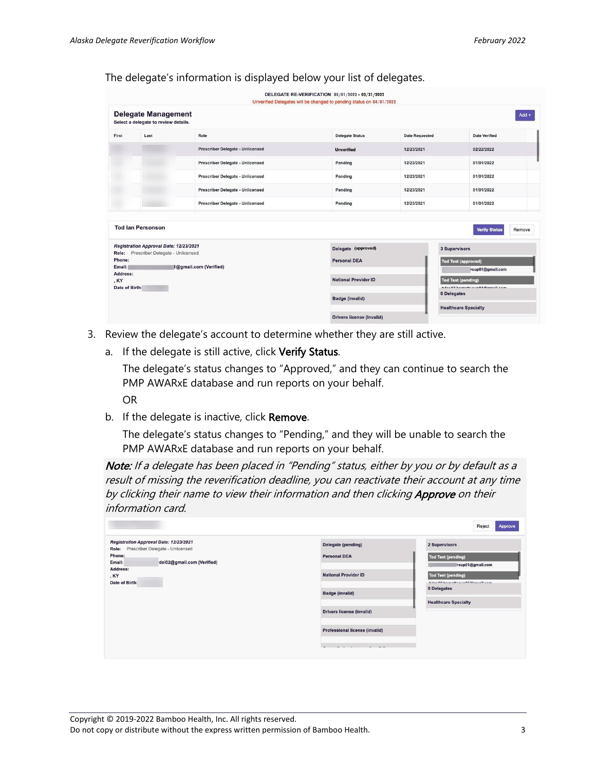The delegate's information is displayed below your list of delegates.

DELEGATE RE-VERIFICATION: 03/01/2022 - 03/31/2022
Unverified Delegates will be changed to pending status on 04/01/2022

**Delegate Management**
Select a delegate to review details.

Add +

| First | Last | Role | Delegate Status | Date Requested | Date Verified |
|---|---|---|---|---|---|
| | | Prescriber Delegate - Unlicensed | Unverified | 12/23/2021 | 02/22/2022 |
| | | Prescriber Delegate - Unlicensed | Pending | 12/23/2021 | 01/01/2022 |
| | | Prescriber Delegate - Unlicensed | Pending | 12/23/2021 | 01/01/2022 |
| | | Prescriber Delegate - Unlicensed | Pending | 12/23/2021 | 01/01/2022 |
| | | Prescriber Delegate - Unlicensed | Pending | 12/23/2021 | 01/01/2022 |

**Tod Ian Personson**

Verify Status | Remove

*Registration Approval Date: 12/23/2021*
Role: Prescriber Delegate - Unlicensed
Phone:
Email: l@gmail.com (Verified)
Address:
, KY
Date of Birth:

Delegate (approved)
Personal DEA
National Provider ID
Badge (invalid)
Drivers license (invalid)

3 Supervisors
Tod Test (approved)
+sup01@gmail.com
Tod Test (pending)
0 Delegates
Healthcare Specialty

3. Review the delegate's account to determine whether they are still active.
   a. If the delegate is still active, click **Verify Status**.

      The delegate's status changes to "Approved," and they can continue to search the PMP AWARxE database and run reports on your behalf.

      OR
   b. If the delegate is inactive, click **Remove**.

      The delegate's status changes to "Pending," and they will be unable to search the PMP AWARxE database and run reports on your behalf.

***Note:*** *If a delegate has been placed in "Pending" status, either by you or by default as a result of missing the reverification deadline, you can reactivate their account at any time by clicking their name to view their information and then clicking* ***Approve*** *on their information card.*

Reject | Approve

*Registration Approval Date: 12/23/2021*
Role: Prescriber Delegate - Unlicensed
Phone:
Email: del02@gmail.com (Verified)
Address:
, KY
Date of Birth:

Delegate (pending)
Personal DEA
National Provider ID
Badge (invalid)
Drivers license (invalid)
Professional license (invalid)

2 Supervisors
Tod Test (pending)
+sup01@gmail.com
Tod Test (pending)
0 Delegates
Healthcare Specialty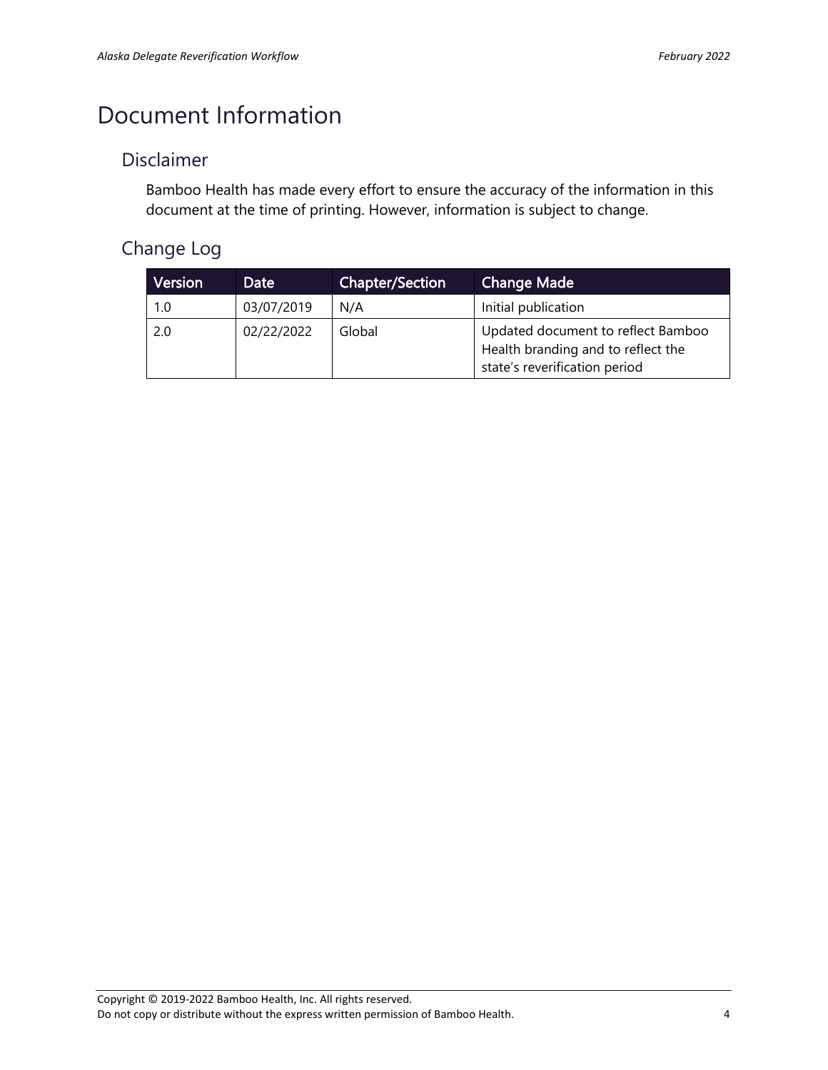# Document Information

## Disclaimer

Bamboo Health has made every effort to ensure the accuracy of the information in this document at the time of printing. However, information is subject to change.

## Change Log

| Version | Date | Chapter/Section | Change Made |
|---|---|---|---|
| 1.0 | 03/07/2019 | N/A | Initial publication |
| 2.0 | 02/22/2022 | Global | Updated document to reflect Bamboo Health branding and to reflect the state's reverification period |